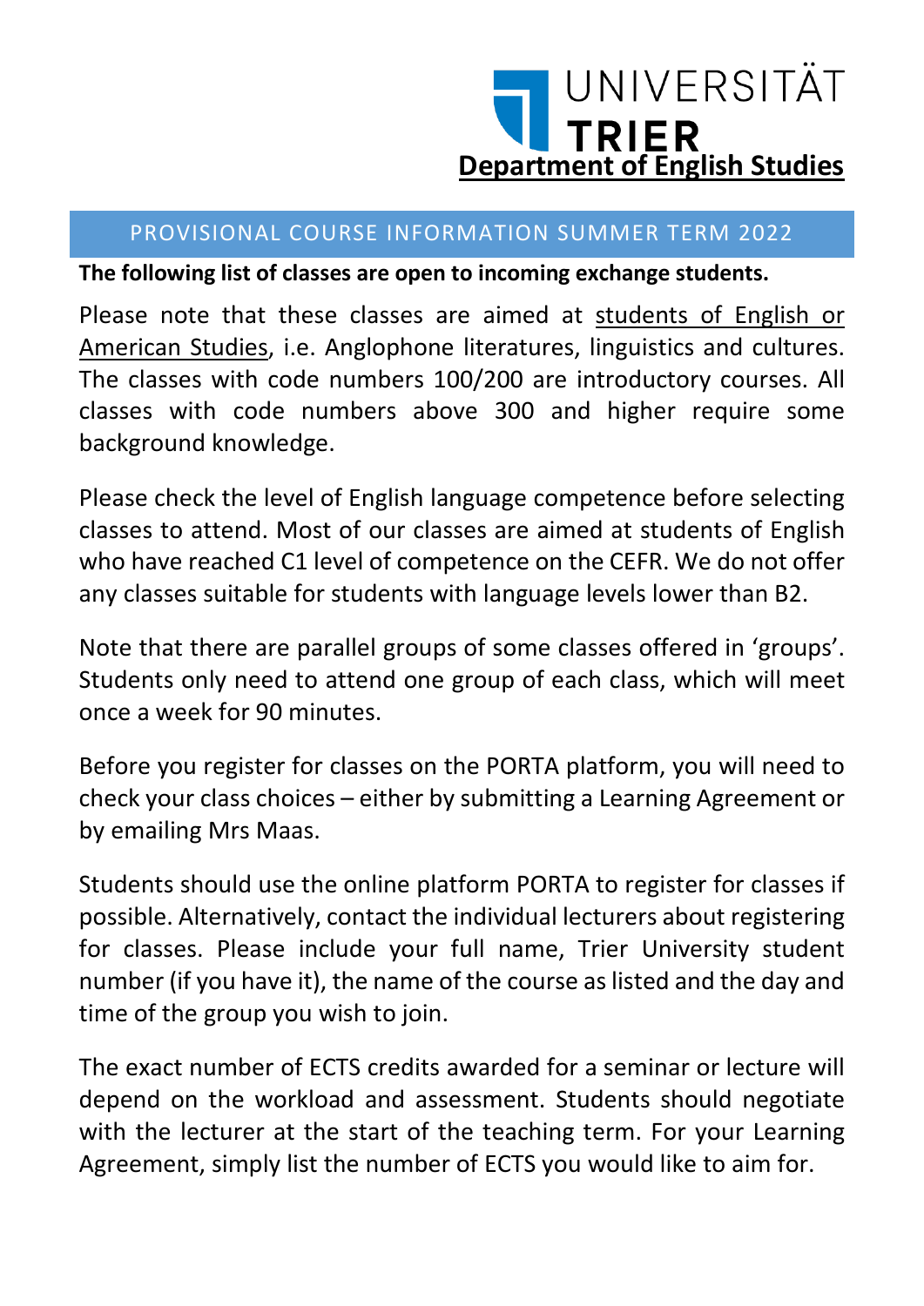UNIVERSITÄT
**TRIER**

**Department of English Studies**

## PROVISIONAL COURSE INFORMATION SUMMER TERM 2022

**The following list of classes are open to incoming exchange students.**

Please note that these classes are aimed at students of English or American Studies, i.e. Anglophone literatures, linguistics and cultures. The classes with code numbers 100/200 are introductory courses. All classes with code numbers above 300 and higher require some background knowledge.

Please check the level of English language competence before selecting classes to attend. Most of our classes are aimed at students of English who have reached C1 level of competence on the CEFR. We do not offer any classes suitable for students with language levels lower than B2.

Note that there are parallel groups of some classes offered in 'groups'. Students only need to attend one group of each class, which will meet once a week for 90 minutes.

Before you register for classes on the PORTA platform, you will need to check your class choices – either by submitting a Learning Agreement or by emailing Mrs Maas.

Students should use the online platform PORTA to register for classes if possible. Alternatively, contact the individual lecturers about registering for classes. Please include your full name, Trier University student number (if you have it), the name of the course as listed and the day and time of the group you wish to join.

The exact number of ECTS credits awarded for a seminar or lecture will depend on the workload and assessment. Students should negotiate with the lecturer at the start of the teaching term. For your Learning Agreement, simply list the number of ECTS you would like to aim for.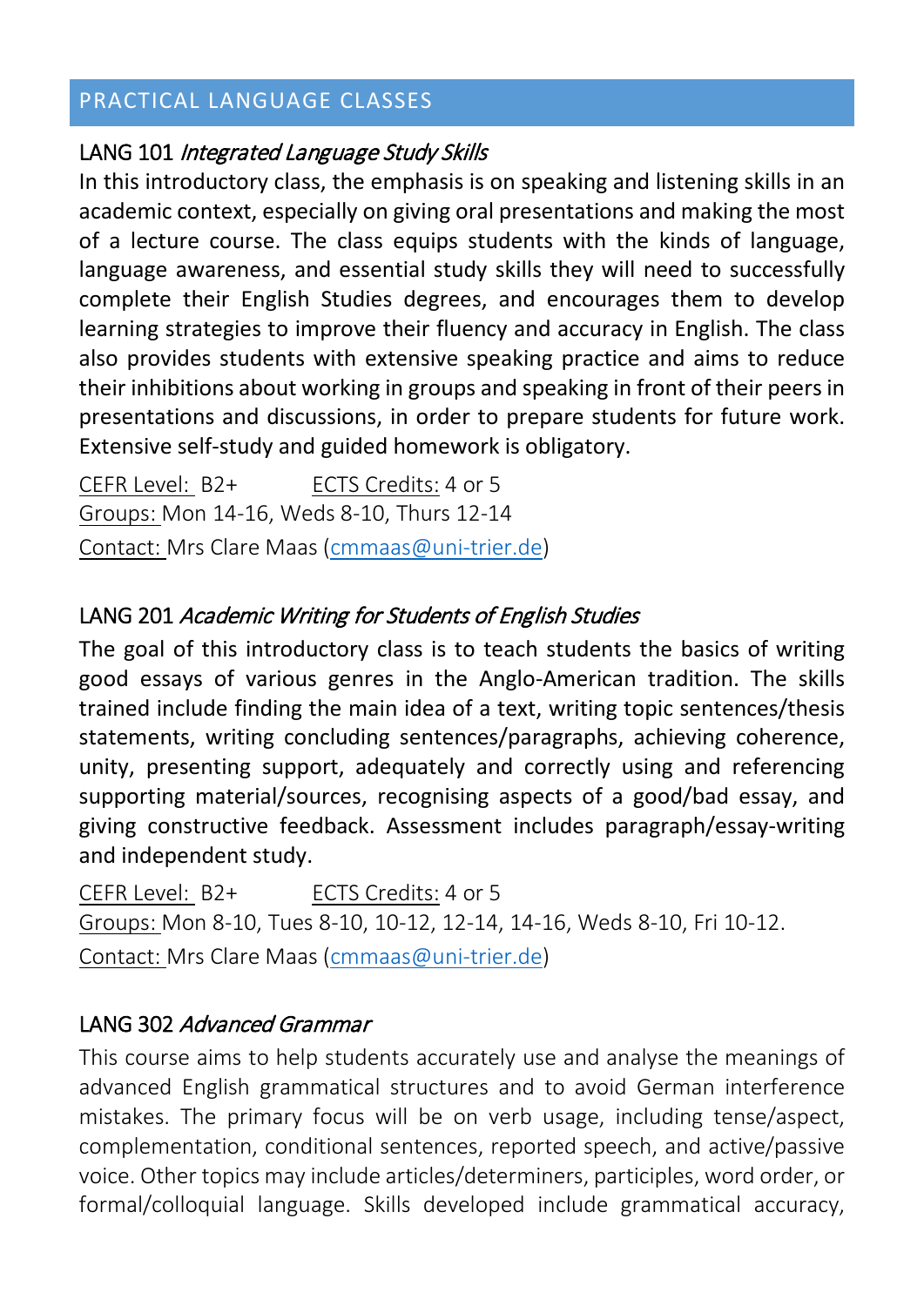## PRACTICAL LANGUAGE CLASSES

### LANG 101 *Integrated Language Study Skills*

In this introductory class, the emphasis is on speaking and listening skills in an academic context, especially on giving oral presentations and making the most of a lecture course. The class equips students with the kinds of language, language awareness, and essential study skills they will need to successfully complete their English Studies degrees, and encourages them to develop learning strategies to improve their fluency and accuracy in English. The class also provides students with extensive speaking practice and aims to reduce their inhibitions about working in groups and speaking in front of their peers in presentations and discussions, in order to prepare students for future work. Extensive self-study and guided homework is obligatory.

CEFR Level: B2+ ECTS Credits: 4 or 5
Groups: Mon 14-16, Weds 8-10, Thurs 12-14
Contact: Mrs Clare Maas (cmmaas@uni-trier.de)

### LANG 201 *Academic Writing for Students of English Studies*

The goal of this introductory class is to teach students the basics of writing good essays of various genres in the Anglo-American tradition. The skills trained include finding the main idea of a text, writing topic sentences/thesis statements, writing concluding sentences/paragraphs, achieving coherence, unity, presenting support, adequately and correctly using and referencing supporting material/sources, recognising aspects of a good/bad essay, and giving constructive feedback. Assessment includes paragraph/essay-writing and independent study.

CEFR Level: B2+ ECTS Credits: 4 or 5
Groups: Mon 8-10, Tues 8-10, 10-12, 12-14, 14-16, Weds 8-10, Fri 10-12.
Contact: Mrs Clare Maas (cmmaas@uni-trier.de)

### LANG 302 *Advanced Grammar*

This course aims to help students accurately use and analyse the meanings of advanced English grammatical structures and to avoid German interference mistakes. The primary focus will be on verb usage, including tense/aspect, complementation, conditional sentences, reported speech, and active/passive voice. Other topics may include articles/determiners, participles, word order, or formal/colloquial language. Skills developed include grammatical accuracy,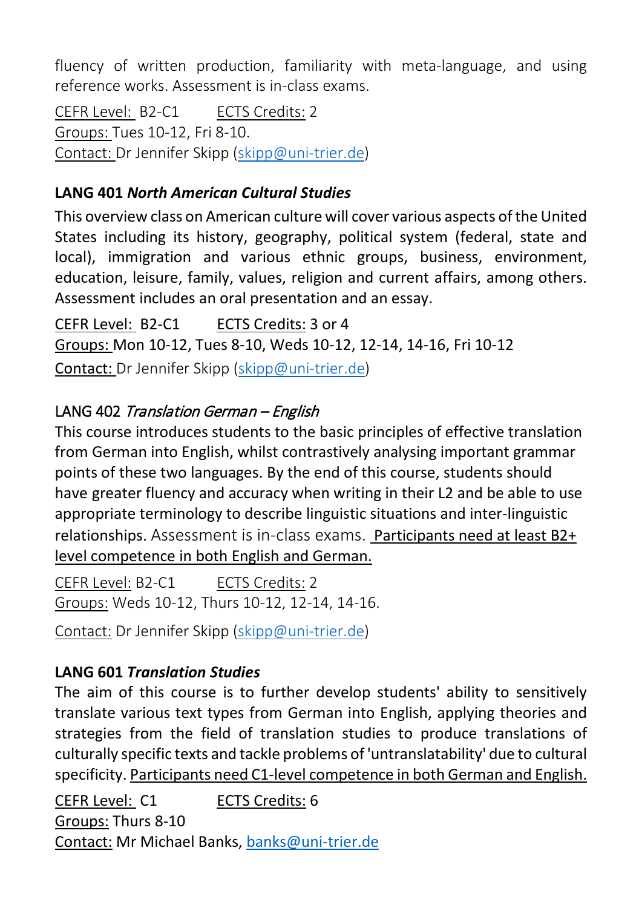fluency of written production, familiarity with meta-language, and using reference works. Assessment is in-class exams.

CEFR Level: B2-C1 ECTS Credits: 2
Groups: Tues 10-12, Fri 8-10.
Contact: Dr Jennifer Skipp (skipp@uni-trier.de)

**LANG 401 *North American Cultural Studies***

This overview class on American culture will cover various aspects of the United States including its history, geography, political system (federal, state and local), immigration and various ethnic groups, business, environment, education, leisure, family, values, religion and current affairs, among others. Assessment includes an oral presentation and an essay.

CEFR Level: B2-C1 ECTS Credits: 3 or 4
Groups: Mon 10-12, Tues 8-10, Weds 10-12, 12-14, 14-16, Fri 10-12
Contact: Dr Jennifer Skipp (skipp@uni-trier.de)

LANG 402 *Translation German – English*

This course introduces students to the basic principles of effective translation from German into English, whilst contrastively analysing important grammar points of these two languages. By the end of this course, students should have greater fluency and accuracy when writing in their L2 and be able to use appropriate terminology to describe linguistic situations and inter-linguistic relationships. Assessment is in-class exams. Participants need at least B2+ level competence in both English and German.

CEFR Level: B2-C1 ECTS Credits: 2
Groups: Weds 10-12, Thurs 10-12, 12-14, 14-16.

Contact: Dr Jennifer Skipp (skipp@uni-trier.de)

**LANG 601 *Translation Studies***

The aim of this course is to further develop students' ability to sensitively translate various text types from German into English, applying theories and strategies from the field of translation studies to produce translations of culturally specific texts and tackle problems of 'untranslatability' due to cultural specificity. Participants need C1-level competence in both German and English.

CEFR Level: C1 ECTS Credits: 6
Groups: Thurs 8-10
Contact: Mr Michael Banks, banks@uni-trier.de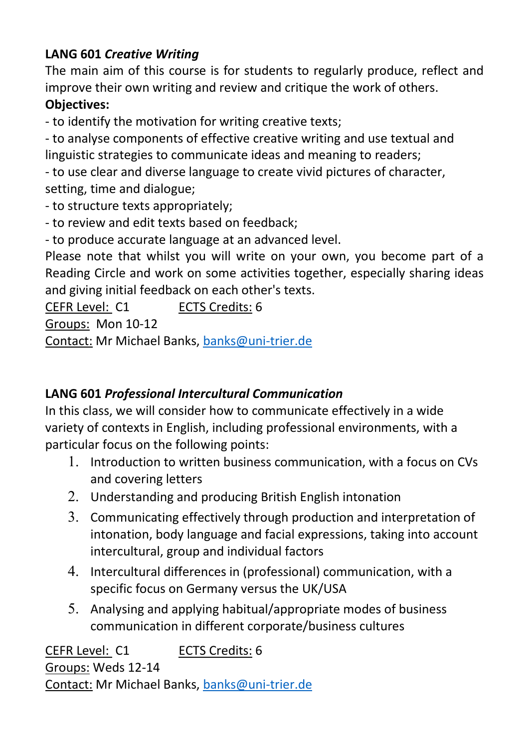**LANG 601** ***Creative Writing***

The main aim of this course is for students to regularly produce, reflect and improve their own writing and review and critique the work of others.

**Objectives:**

- to identify the motivation for writing creative texts;
- to analyse components of effective creative writing and use textual and linguistic strategies to communicate ideas and meaning to readers;
- to use clear and diverse language to create vivid pictures of character, setting, time and dialogue;
- to structure texts appropriately;
- to review and edit texts based on feedback;
- to produce accurate language at an advanced level.

Please note that whilst you will write on your own, you become part of a Reading Circle and work on some activities together, especially sharing ideas and giving initial feedback on each other's texts.

<u>CEFR Level:</u> C1 <u>ECTS Credits:</u> 6

<u>Groups:</u> Mon 10-12

<u>Contact:</u> Mr Michael Banks, [banks@uni-trier.de](mailto:banks@uni-trier.de)

**LANG 601** ***Professional Intercultural Communication***

In this class, we will consider how to communicate effectively in a wide variety of contexts in English, including professional environments, with a particular focus on the following points:

1. Introduction to written business communication, with a focus on CVs and covering letters
2. Understanding and producing British English intonation
3. Communicating effectively through production and interpretation of intonation, body language and facial expressions, taking into account intercultural, group and individual factors
4. Intercultural differences in (professional) communication, with a specific focus on Germany versus the UK/USA
5. Analysing and applying habitual/appropriate modes of business communication in different corporate/business cultures

<u>CEFR Level:</u> C1 <u>ECTS Credits:</u> 6

<u>Groups:</u> Weds 12-14

<u>Contact:</u> Mr Michael Banks, [banks@uni-trier.de](mailto:banks@uni-trier.de)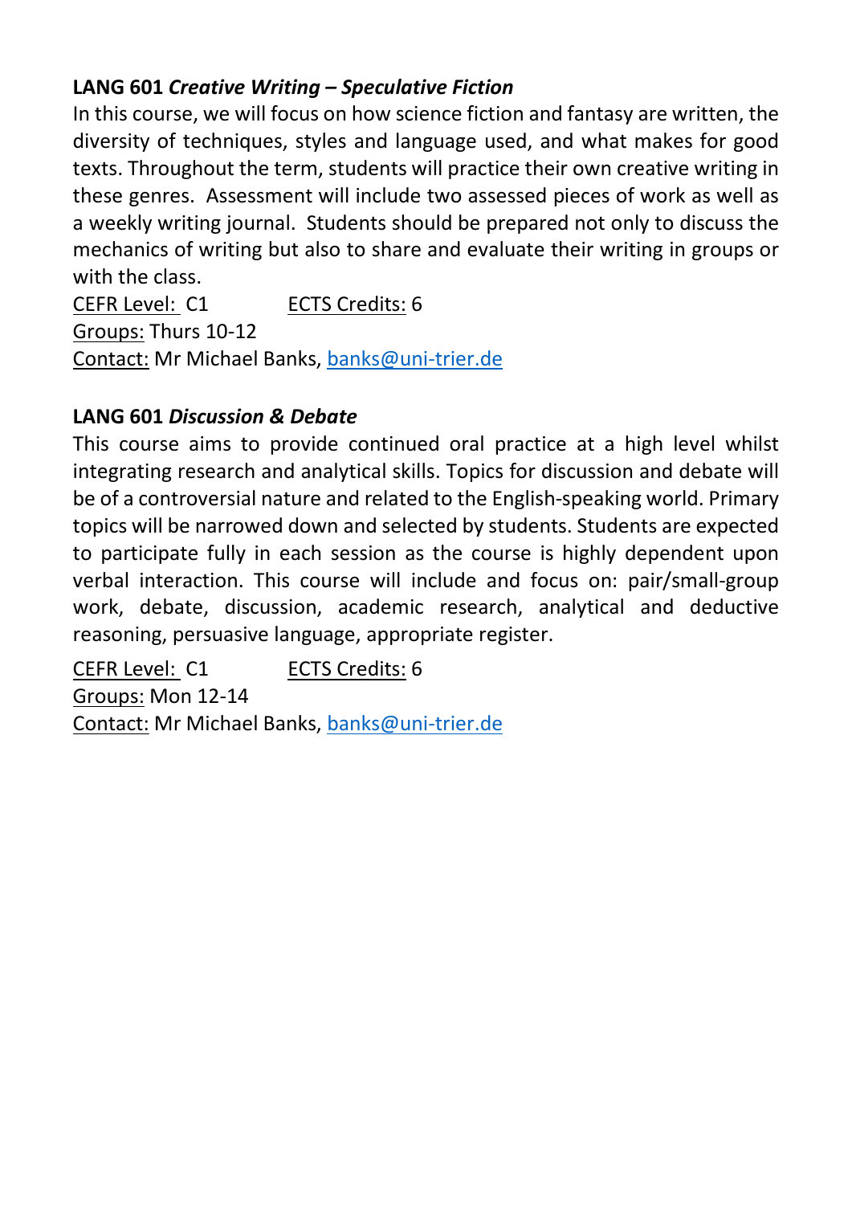**LANG 601** ***Creative Writing – Speculative Fiction***

In this course, we will focus on how science fiction and fantasy are written, the diversity of techniques, styles and language used, and what makes for good texts. Throughout the term, students will practice their own creative writing in these genres. Assessment will include two assessed pieces of work as well as a weekly writing journal. Students should be prepared not only to discuss the mechanics of writing but also to share and evaluate their writing in groups or with the class.

CEFR Level: C1 ECTS Credits: 6

Groups: Thurs 10-12

Contact: Mr Michael Banks, banks@uni-trier.de

**LANG 601** ***Discussion & Debate***

This course aims to provide continued oral practice at a high level whilst integrating research and analytical skills. Topics for discussion and debate will be of a controversial nature and related to the English-speaking world. Primary topics will be narrowed down and selected by students. Students are expected to participate fully in each session as the course is highly dependent upon verbal interaction. This course will include and focus on: pair/small-group work, debate, discussion, academic research, analytical and deductive reasoning, persuasive language, appropriate register.

CEFR Level: C1 ECTS Credits: 6

Groups: Mon 12-14

Contact: Mr Michael Banks, banks@uni-trier.de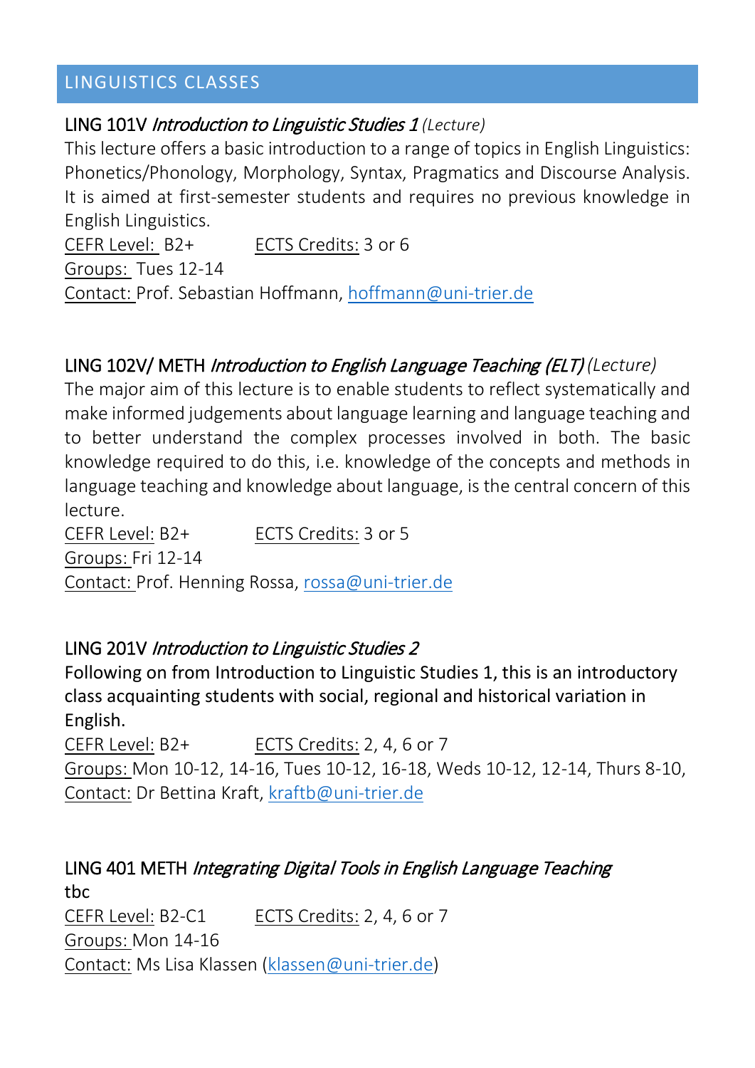## LINGUISTICS CLASSES

### LING 101V *Introduction to Linguistic Studies 1* (Lecture)

This lecture offers a basic introduction to a range of topics in English Linguistics: Phonetics/Phonology, Morphology, Syntax, Pragmatics and Discourse Analysis. It is aimed at first-semester students and requires no previous knowledge in English Linguistics.

CEFR Level: B2+ ECTS Credits: 3 or 6
Groups: Tues 12-14
Contact: Prof. Sebastian Hoffmann, hoffmann@uni-trier.de

### LING 102V/ METH *Introduction to English Language Teaching (ELT)* (Lecture)

The major aim of this lecture is to enable students to reflect systematically and make informed judgements about language learning and language teaching and to better understand the complex processes involved in both. The basic knowledge required to do this, i.e. knowledge of the concepts and methods in language teaching and knowledge about language, is the central concern of this lecture.

CEFR Level: B2+ ECTS Credits: 3 or 5
Groups: Fri 12-14
Contact: Prof. Henning Rossa, rossa@uni-trier.de

### LING 201V *Introduction to Linguistic Studies 2*

Following on from Introduction to Linguistic Studies 1, this is an introductory class acquainting students with social, regional and historical variation in English.

CEFR Level: B2+ ECTS Credits: 2, 4, 6 or 7
Groups: Mon 10-12, 14-16, Tues 10-12, 16-18, Weds 10-12, 12-14, Thurs 8-10,
Contact: Dr Bettina Kraft, kraftb@uni-trier.de

### LING 401 METH *Integrating Digital Tools in English Language Teaching*

tbc

CEFR Level: B2-C1 ECTS Credits: 2, 4, 6 or 7
Groups: Mon 14-16
Contact: Ms Lisa Klassen (klassen@uni-trier.de)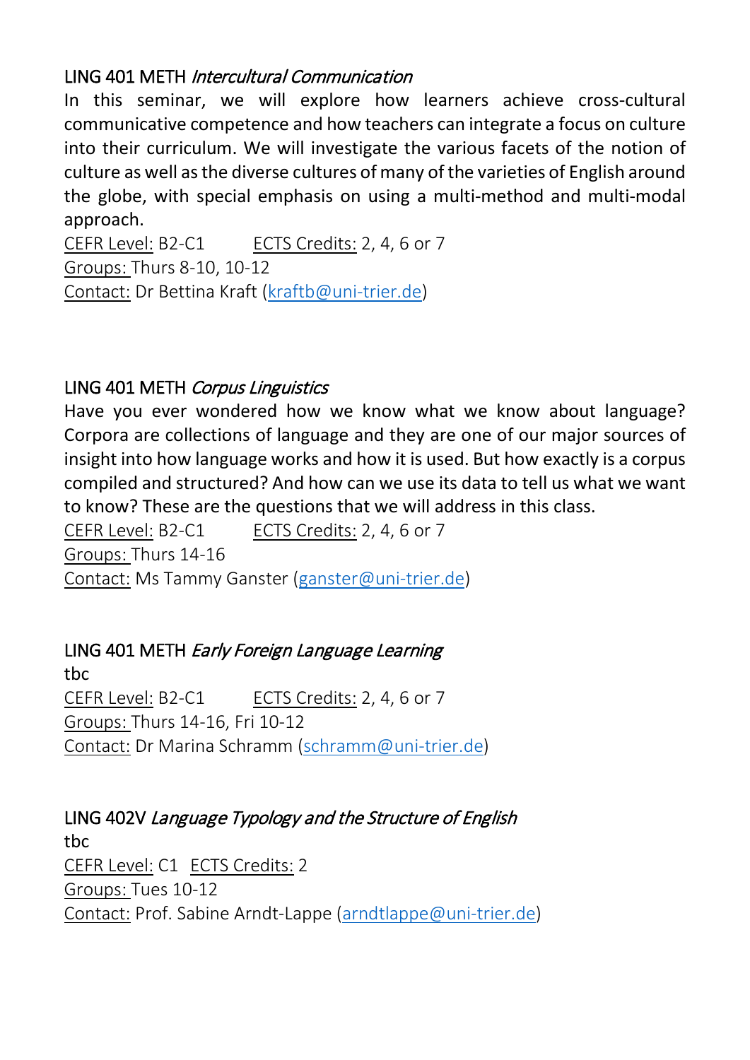### LING 401 METH *Intercultural Communication*

In this seminar, we will explore how learners achieve cross-cultural communicative competence and how teachers can integrate a focus on culture into their curriculum. We will investigate the various facets of the notion of culture as well as the diverse cultures of many of the varieties of English around the globe, with special emphasis on using a multi-method and multi-modal approach.

CEFR Level: B2-C1 ECTS Credits: 2, 4, 6 or 7
Groups: Thurs 8-10, 10-12
Contact: Dr Bettina Kraft (kraftb@uni-trier.de)

### LING 401 METH *Corpus Linguistics*

Have you ever wondered how we know what we know about language? Corpora are collections of language and they are one of our major sources of insight into how language works and how it is used. But how exactly is a corpus compiled and structured? And how can we use its data to tell us what we want to know? These are the questions that we will address in this class.

CEFR Level: B2-C1 ECTS Credits: 2, 4, 6 or 7
Groups: Thurs 14-16
Contact: Ms Tammy Ganster (ganster@uni-trier.de)

### LING 401 METH *Early Foreign Language Learning*

tbc

CEFR Level: B2-C1 ECTS Credits: 2, 4, 6 or 7
Groups: Thurs 14-16, Fri 10-12
Contact: Dr Marina Schramm (schramm@uni-trier.de)

### LING 402V *Language Typology and the Structure of English*

tbc

CEFR Level: C1 ECTS Credits: 2
Groups: Tues 10-12
Contact: Prof. Sabine Arndt-Lappe (arndtlappe@uni-trier.de)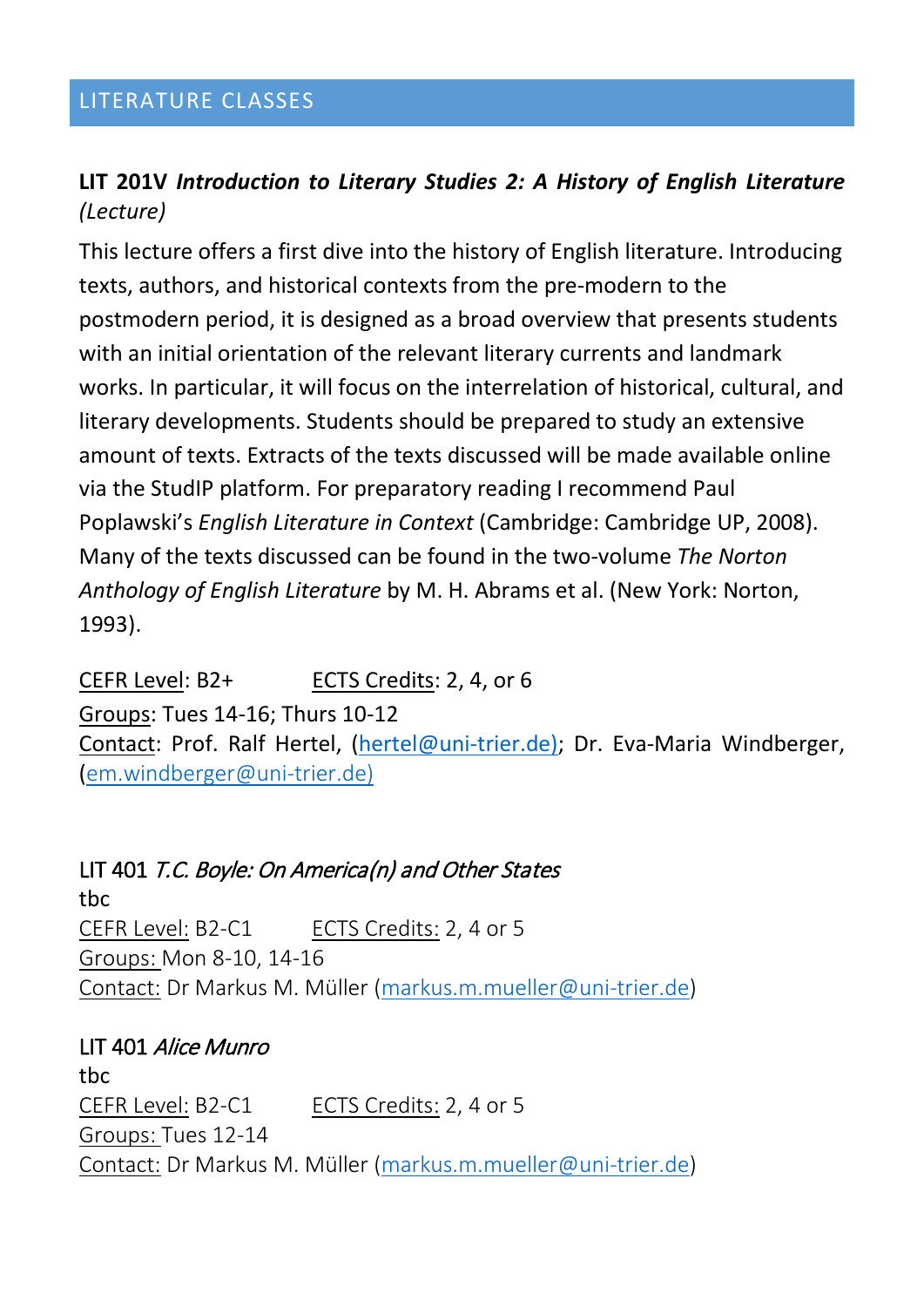## LITERATURE CLASSES

### LIT 201V *Introduction to Literary Studies 2: A History of English Literature (Lecture)*

This lecture offers a first dive into the history of English literature. Introducing texts, authors, and historical contexts from the pre-modern to the postmodern period, it is designed as a broad overview that presents students with an initial orientation of the relevant literary currents and landmark works. In particular, it will focus on the interrelation of historical, cultural, and literary developments. Students should be prepared to study an extensive amount of texts. Extracts of the texts discussed will be made available online via the StudIP platform. For preparatory reading I recommend Paul Poplawski's *English Literature in Context* (Cambridge: Cambridge UP, 2008). Many of the texts discussed can be found in the two-volume *The Norton Anthology of English Literature* by M. H. Abrams et al. (New York: Norton, 1993).

CEFR Level: B2+ ECTS Credits: 2, 4, or 6
Groups: Tues 14-16; Thurs 10-12
Contact: Prof. Ralf Hertel, (hertel@uni-trier.de); Dr. Eva-Maria Windberger, (em.windberger@uni-trier.de)

### LIT 401 *T.C. Boyle: On America(n) and Other States*

tbc
CEFR Level: B2-C1 ECTS Credits: 2, 4 or 5
Groups: Mon 8-10, 14-16
Contact: Dr Markus M. Müller (markus.m.mueller@uni-trier.de)

### LIT 401 *Alice Munro*

tbc
CEFR Level: B2-C1 ECTS Credits: 2, 4 or 5
Groups: Tues 12-14
Contact: Dr Markus M. Müller (markus.m.mueller@uni-trier.de)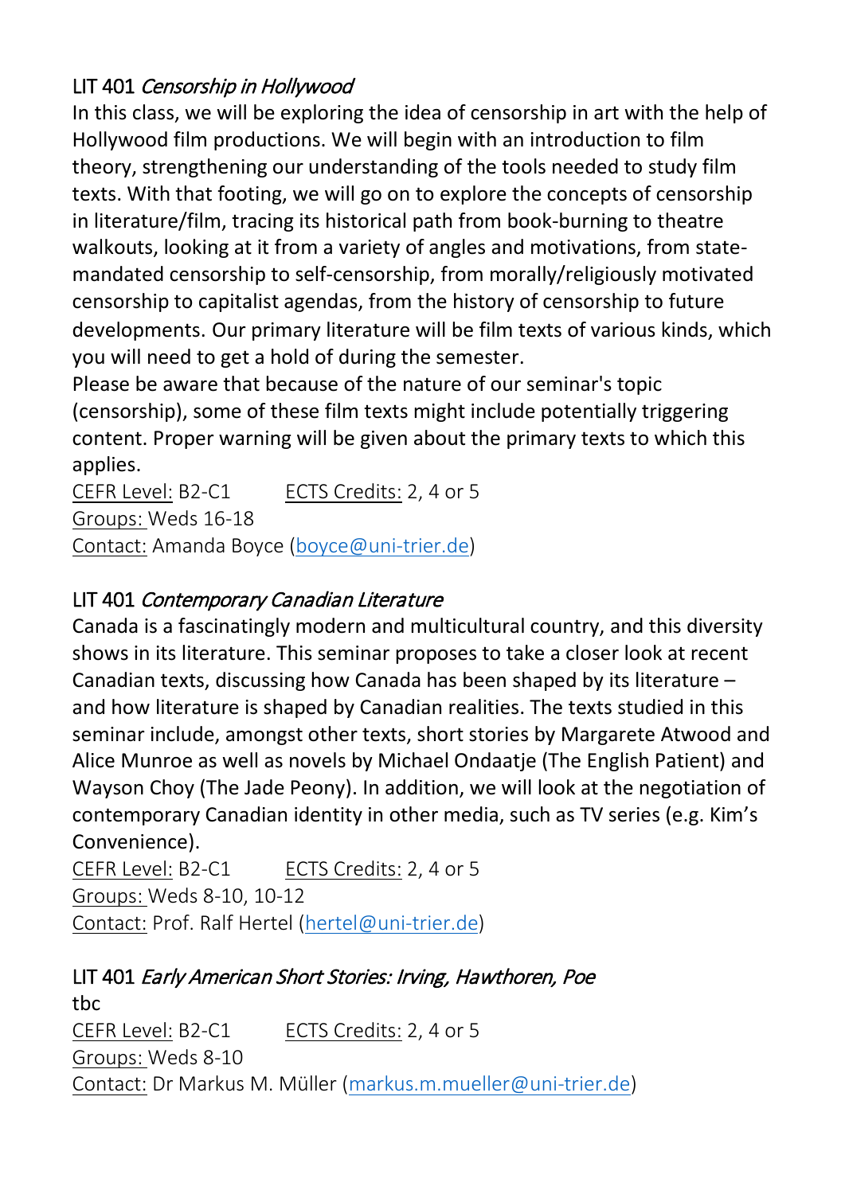### LIT 401 *Censorship in Hollywood*

In this class, we will be exploring the idea of censorship in art with the help of Hollywood film productions. We will begin with an introduction to film theory, strengthening our understanding of the tools needed to study film texts. With that footing, we will go on to explore the concepts of censorship in literature/film, tracing its historical path from book-burning to theatre walkouts, looking at it from a variety of angles and motivations, from state-mandated censorship to self-censorship, from morally/religiously motivated censorship to capitalist agendas, from the history of censorship to future developments. Our primary literature will be film texts of various kinds, which you will need to get a hold of during the semester.

Please be aware that because of the nature of our seminar's topic (censorship), some of these film texts might include potentially triggering content. Proper warning will be given about the primary texts to which this applies.

<u>CEFR Level:</u> B2-C1 <u>ECTS Credits:</u> 2, 4 or 5
<u>Groups:</u> Weds 16-18
<u>Contact:</u> Amanda Boyce (boyce@uni-trier.de)

### LIT 401 *Contemporary Canadian Literature*

Canada is a fascinatingly modern and multicultural country, and this diversity shows in its literature. This seminar proposes to take a closer look at recent Canadian texts, discussing how Canada has been shaped by its literature – and how literature is shaped by Canadian realities. The texts studied in this seminar include, amongst other texts, short stories by Margarete Atwood and Alice Munroe as well as novels by Michael Ondaatje (The English Patient) and Wayson Choy (The Jade Peony). In addition, we will look at the negotiation of contemporary Canadian identity in other media, such as TV series (e.g. Kim's Convenience).

<u>CEFR Level:</u> B2-C1 <u>ECTS Credits:</u> 2, 4 or 5
<u>Groups:</u> Weds 8-10, 10-12
<u>Contact:</u> Prof. Ralf Hertel (hertel@uni-trier.de)

### LIT 401 *Early American Short Stories: Irving, Hawthoren, Poe*

tbc

<u>CEFR Level:</u> B2-C1 <u>ECTS Credits:</u> 2, 4 or 5
<u>Groups:</u> Weds 8-10
<u>Contact:</u> Dr Markus M. Müller (markus.m.mueller@uni-trier.de)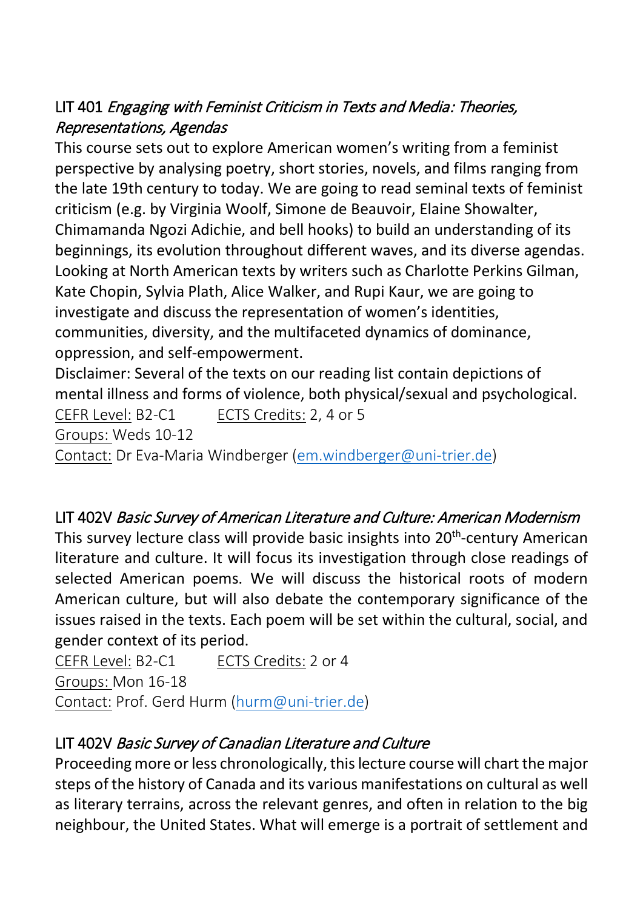### LIT 401 *Engaging with Feminist Criticism in Texts and Media: Theories, Representations, Agendas*

This course sets out to explore American women's writing from a feminist perspective by analysing poetry, short stories, novels, and films ranging from the late 19th century to today. We are going to read seminal texts of feminist criticism (e.g. by Virginia Woolf, Simone de Beauvoir, Elaine Showalter, Chimamanda Ngozi Adichie, and bell hooks) to build an understanding of its beginnings, its evolution throughout different waves, and its diverse agendas. Looking at North American texts by writers such as Charlotte Perkins Gilman, Kate Chopin, Sylvia Plath, Alice Walker, and Rupi Kaur, we are going to investigate and discuss the representation of women's identities, communities, diversity, and the multifaceted dynamics of dominance, oppression, and self-empowerment.

Disclaimer: Several of the texts on our reading list contain depictions of mental illness and forms of violence, both physical/sexual and psychological.

CEFR Level: B2-C1 ECTS Credits: 2, 4 or 5

Groups: Weds 10-12

Contact: Dr Eva-Maria Windberger (em.windberger@uni-trier.de)

### LIT 402V *Basic Survey of American Literature and Culture: American Modernism*

This survey lecture class will provide basic insights into 20th-century American literature and culture. It will focus its investigation through close readings of selected American poems. We will discuss the historical roots of modern American culture, but will also debate the contemporary significance of the issues raised in the texts. Each poem will be set within the cultural, social, and gender context of its period.

CEFR Level: B2-C1 ECTS Credits: 2 or 4

Groups: Mon 16-18

Contact: Prof. Gerd Hurm (hurm@uni-trier.de)

### LIT 402V *Basic Survey of Canadian Literature and Culture*

Proceeding more or less chronologically, this lecture course will chart the major steps of the history of Canada and its various manifestations on cultural as well as literary terrains, across the relevant genres, and often in relation to the big neighbour, the United States. What will emerge is a portrait of settlement and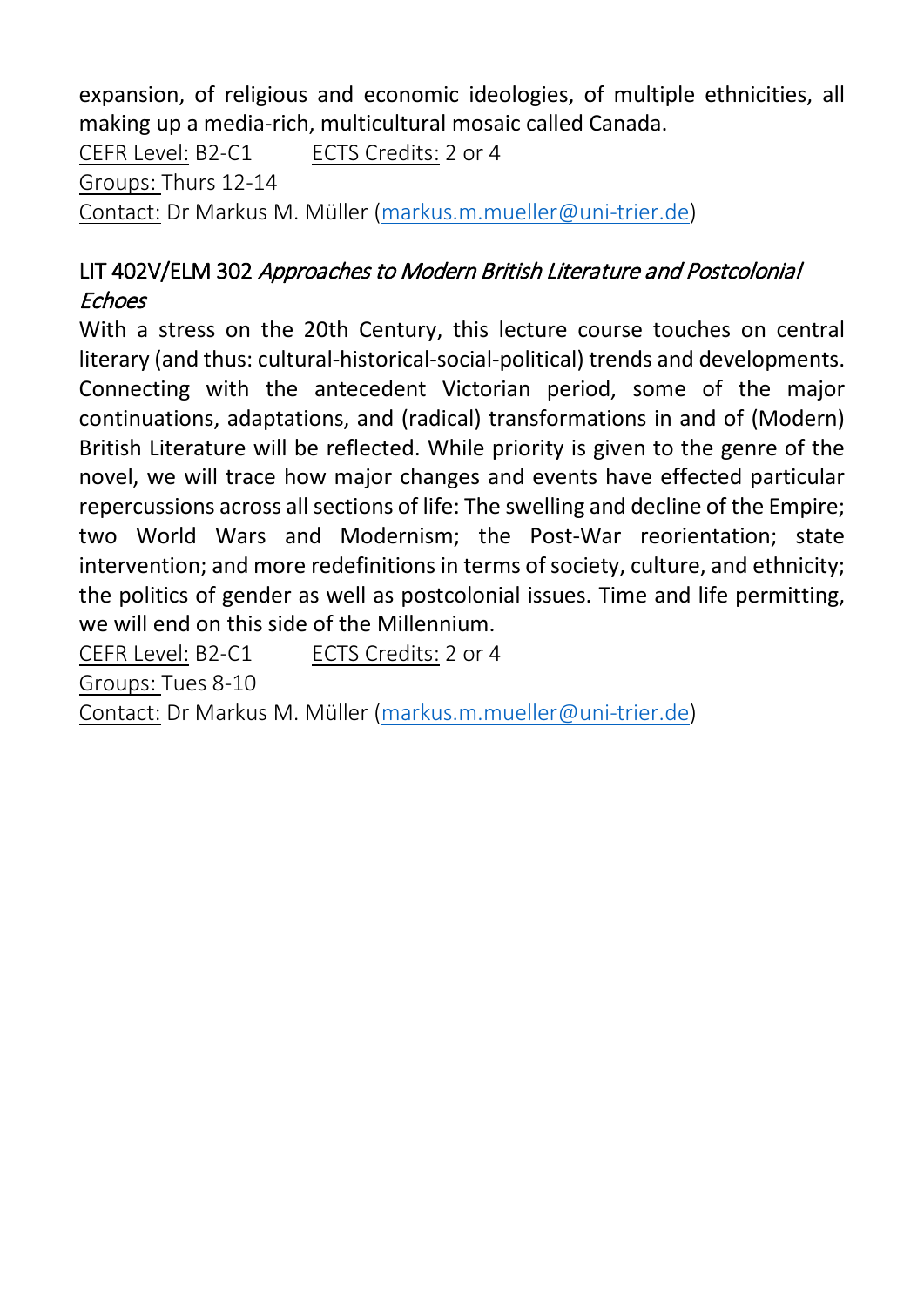expansion, of religious and economic ideologies, of multiple ethnicities, all making up a media-rich, multicultural mosaic called Canada.

CEFR Level: B2-C1 ECTS Credits: 2 or 4

Groups: Thurs 12-14

Contact: Dr Markus M. Müller (markus.m.mueller@uni-trier.de)

### LIT 402V/ELM 302 *Approaches to Modern British Literature and Postcolonial Echoes*

With a stress on the 20th Century, this lecture course touches on central literary (and thus: cultural-historical-social-political) trends and developments. Connecting with the antecedent Victorian period, some of the major continuations, adaptations, and (radical) transformations in and of (Modern) British Literature will be reflected. While priority is given to the genre of the novel, we will trace how major changes and events have effected particular repercussions across all sections of life: The swelling and decline of the Empire; two World Wars and Modernism; the Post-War reorientation; state intervention; and more redefinitions in terms of society, culture, and ethnicity; the politics of gender as well as postcolonial issues. Time and life permitting, we will end on this side of the Millennium.

CEFR Level: B2-C1 ECTS Credits: 2 or 4

Groups: Tues 8-10

Contact: Dr Markus M. Müller (markus.m.mueller@uni-trier.de)